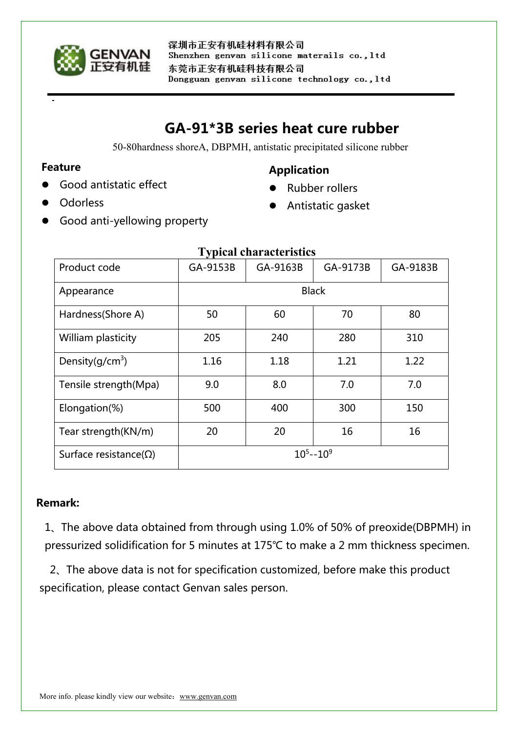深圳市正安有机硅材料有限公司
Shenzhen genvan silicone materails co.,ltd
东莞市正安有机硅科技有限公司
Dongguan genvan silicone technology co.,ltd

# GA-91*3B series heat cure rubber

50-80hardness shoreA, DBPMH, antistatic precipitated silicone rubber

### Feature

- Good antistatic effect
- Odorless
- Good anti-yellowing property

### Application

- Rubber rollers
- Antistatic gasket

**Typical characteristics**

| Product code | GA-9153B | GA-9163B | GA-9173B | GA-9183B |
|---|---|---|---|---|
| Appearance | Black | | | |
| Hardness(Shore A) | 50 | 60 | 70 | 80 |
| William plasticity | 205 | 240 | 280 | 310 |
| Density(g/cm$^3$) | 1.16 | 1.18 | 1.21 | 1.22 |
| Tensile strength(Mpa) | 9.0 | 8.0 | 7.0 | 7.0 |
| Elongation(%) | 500 | 400 | 300 | 150 |
| Tear strength(KN/m) | 20 | 20 | 16 | 16 |
| Surface resistance(Ω) | $10^5$--$10^9$ | | | |

**Remark:**

1、The above data obtained from through using 1.0% of 50% of preoxide(DBPMH) in pressurized solidification for 5 minutes at 175℃ to make a 2 mm thickness specimen.

2、The above data is not for specification customized, before make this product specification, please contact Genvan sales person.

More info. please kindly view our website：www.genvan.com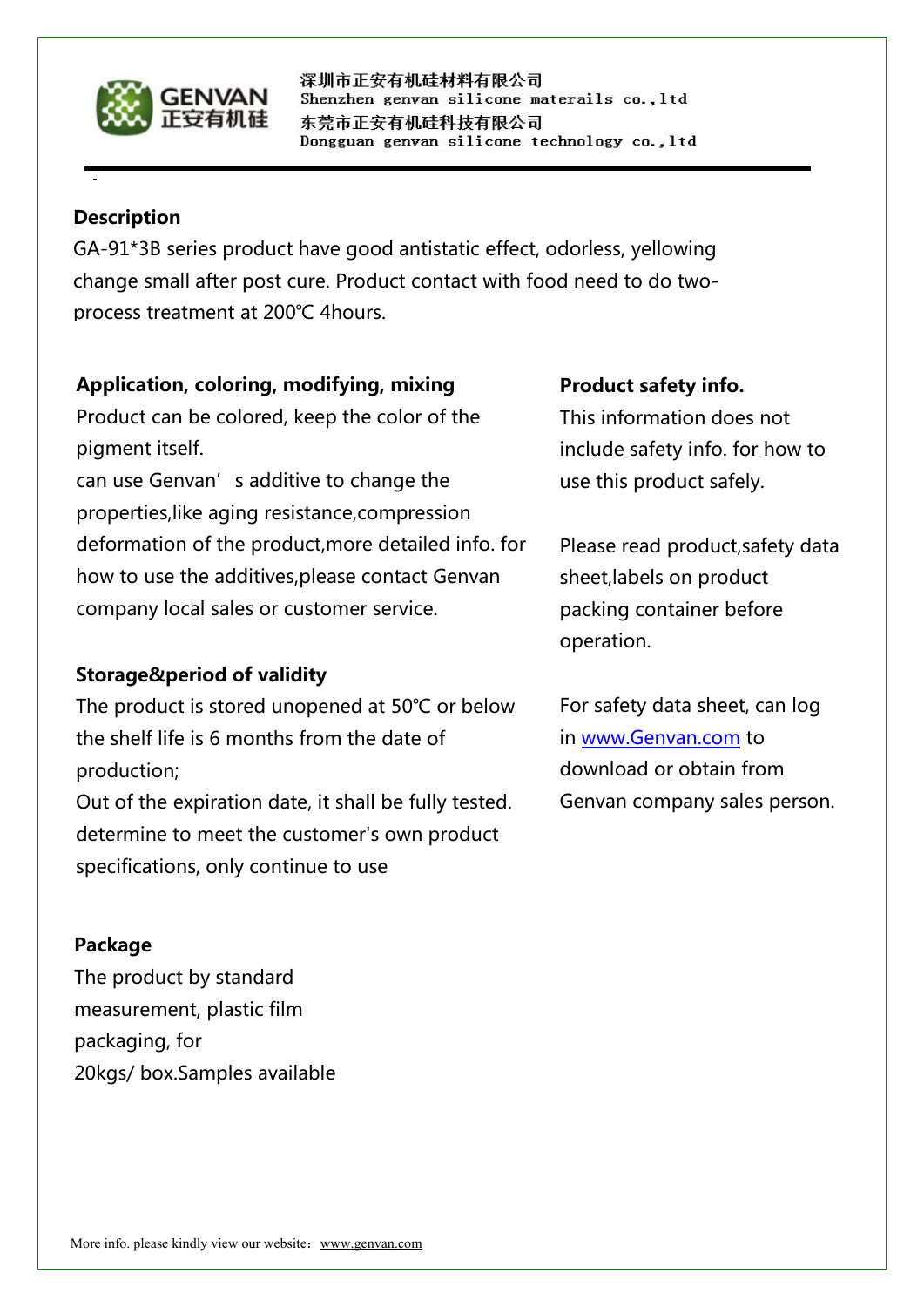## Description

GA-91*3B series product have good antistatic effect, odorless, yellowing change small after post cure. Product contact with food need to do two-process treatment at 200℃ 4hours.

## Application, coloring, modifying, mixing

Product can be colored, keep the color of the pigment itself.

can use Genvan’ s additive to change the properties,like aging resistance,compression deformation of the product,more detailed info. for how to use the additives,please contact Genvan company local sales or customer service.

## Storage&period of validity

The product is stored unopened at 50℃ or below the shelf life is 6 months from the date of production;

Out of the expiration date, it shall be fully tested. determine to meet the customer's own product specifications, only continue to use

## Package

The product by standard measurement, plastic film packaging, for 20kgs/ box.Samples available

## Product safety info.

This information does not include safety info. for how to use this product safely.

Please read product,safety data sheet,labels on product packing container before operation.

For safety data sheet, can log in www.Genvan.com to download or obtain from Genvan company sales person.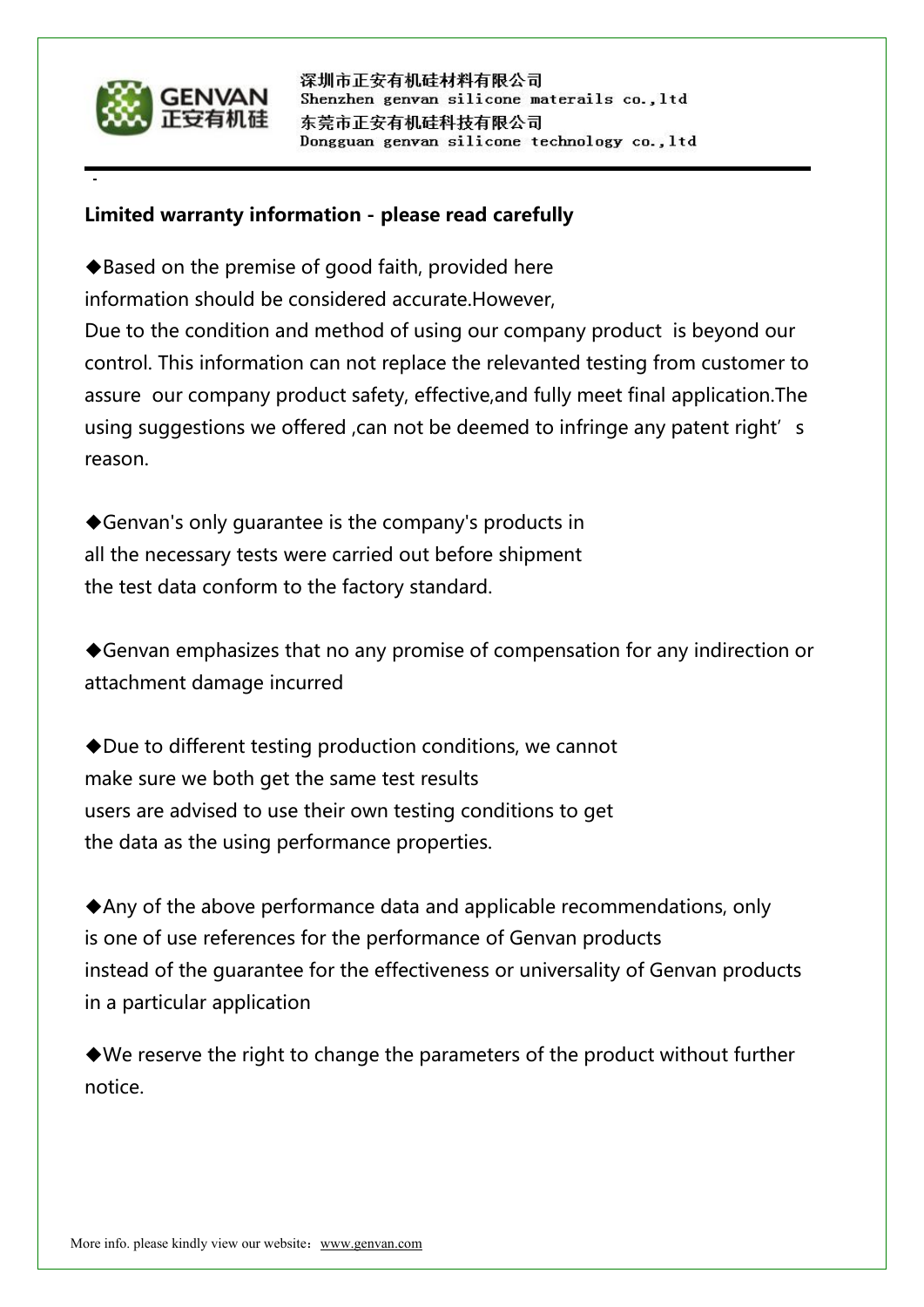## Limited warranty information - please read carefully

◆Based on the premise of good faith, provided here information should be considered accurate.However, Due to the condition and method of using our company product is beyond our control. This information can not replace the relevanted testing from customer to assure our company product safety, effective,and fully meet final application.The using suggestions we offered ,can not be deemed to infringe any patent right' s reason.

◆Genvan's only guarantee is the company's products in all the necessary tests were carried out before shipment the test data conform to the factory standard.

◆Genvan emphasizes that no any promise of compensation for any indirection or attachment damage incurred

◆Due to different testing production conditions, we cannot make sure we both get the same test results users are advised to use their own testing conditions to get the data as the using performance properties.

◆Any of the above performance data and applicable recommendations, only is one of use references for the performance of Genvan products instead of the guarantee for the effectiveness or universality of Genvan products in a particular application

◆We reserve the right to change the parameters of the product without further notice.